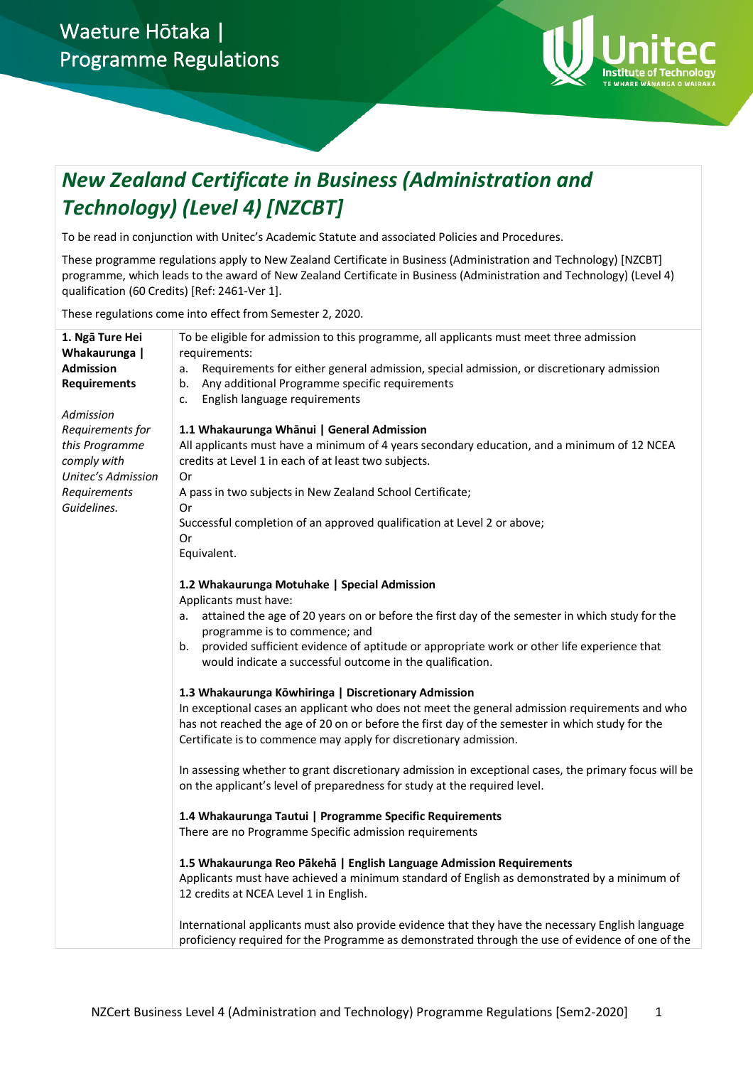# Waeture Hōtaka | Programme Regulations

## *New Zealand Certificate in Business (Administration and Technology) (Level 4) [NZCBT]*

To be read in conjunction with Unitec's Academic Statute and associated Policies and Procedures.

These programme regulations apply to New Zealand Certificate in Business (Administration and Technology) [NZCBT] programme, which leads to the award of New Zealand Certificate in Business (Administration and Technology) (Level 4) qualification (60 Credits) [Ref: 2461-Ver 1].

These regulations come into effect from Semester 2, 2020.

### 1. Ngā Ture Hei Whakaurunga | Admission Requirements

*Admission Requirements for this Programme comply with Unitec's Admission Requirements Guidelines.*

To be eligible for admission to this programme, all applicants must meet three admission requirements:

a. Requirements for either general admission, special admission, or discretionary admission
b. Any additional Programme specific requirements
c. English language requirements

**1.1 Whakaurunga Whānui | General Admission**

All applicants must have a minimum of 4 years secondary education, and a minimum of 12 NCEA credits at Level 1 in each of at least two subjects.
Or
A pass in two subjects in New Zealand School Certificate;
Or
Successful completion of an approved qualification at Level 2 or above;
Or
Equivalent.

**1.2 Whakaurunga Motuhake | Special Admission**

Applicants must have:

a. attained the age of 20 years on or before the first day of the semester in which study for the programme is to commence; and
b. provided sufficient evidence of aptitude or appropriate work or other life experience that would indicate a successful outcome in the qualification.

**1.3 Whakaurunga Kōwhiringa | Discretionary Admission**

In exceptional cases an applicant who does not meet the general admission requirements and who has not reached the age of 20 on or before the first day of the semester in which study for the Certificate is to commence may apply for discretionary admission.

In assessing whether to grant discretionary admission in exceptional cases, the primary focus will be on the applicant's level of preparedness for study at the required level.

**1.4 Whakaurunga Tautui | Programme Specific Requirements**

There are no Programme Specific admission requirements

**1.5 Whakaurunga Reo Pākehā | English Language Admission Requirements**

Applicants must have achieved a minimum standard of English as demonstrated by a minimum of 12 credits at NCEA Level 1 in English.

International applicants must also provide evidence that they have the necessary English language proficiency required for the Programme as demonstrated through the use of evidence of one of the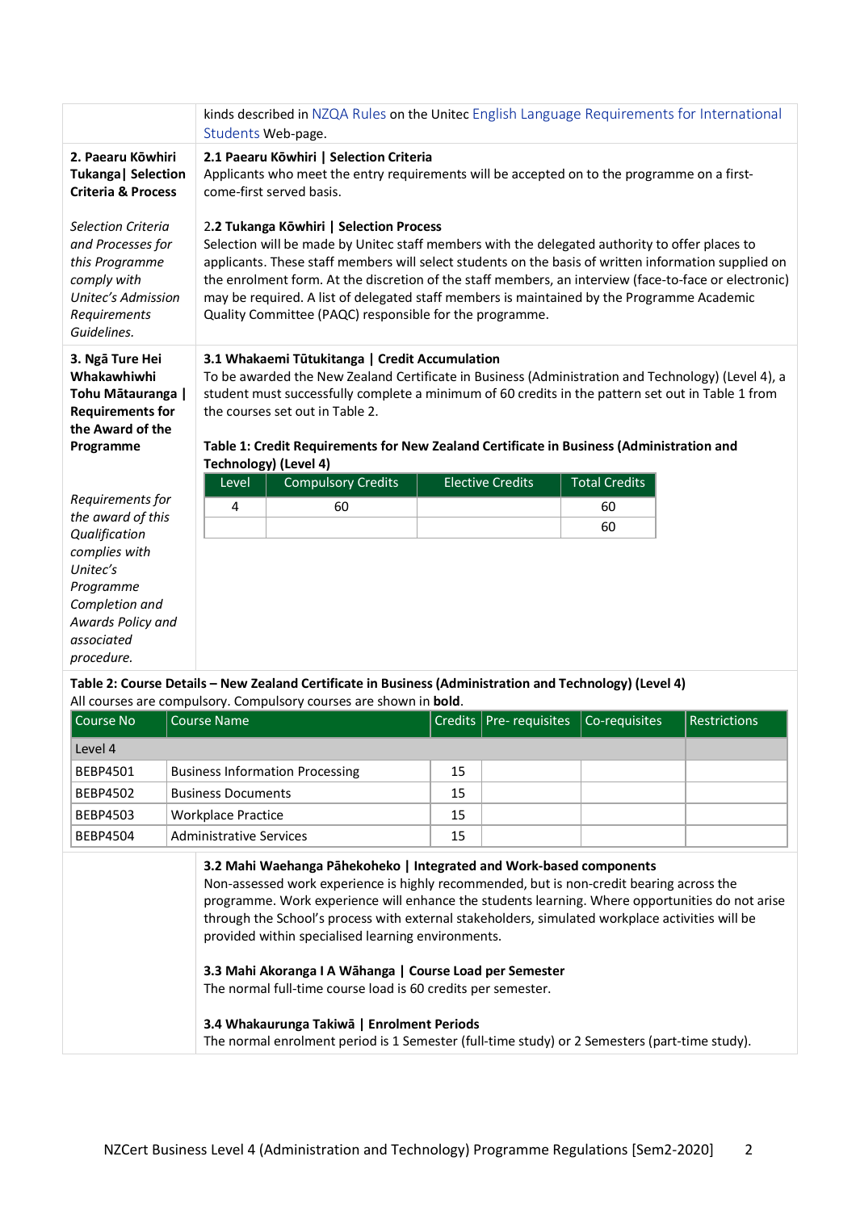kinds described in NZQA Rules on the Unitec English Language Requirements for International Students Web-page.

**2. Paearu Kōwhiri Tukanga| Selection Criteria & Process**

*Selection Criteria and Processes for this Programme comply with Unitec's Admission Requirements Guidelines.*

**2.1 Paearu Kōwhiri | Selection Criteria**

Applicants who meet the entry requirements will be accepted on to the programme on a first-come-first served basis.

**2.2 Tukanga Kōwhiri | Selection Process**

Selection will be made by Unitec staff members with the delegated authority to offer places to applicants. These staff members will select students on the basis of written information supplied on the enrolment form. At the discretion of the staff members, an interview (face-to-face or electronic) may be required. A list of delegated staff members is maintained by the Programme Academic Quality Committee (PAQC) responsible for the programme.

**3. Ngā Ture Hei Whakawhiwhi Tohu Mātauranga | Requirements for the Award of the Programme**

*Requirements for the award of this Qualification complies with Unitec's Programme Completion and Awards Policy and associated procedure.*

**3.1 Whakaemi Tūtukitanga | Credit Accumulation**

To be awarded the New Zealand Certificate in Business (Administration and Technology) (Level 4), a student must successfully complete a minimum of 60 credits in the pattern set out in Table 1 from the courses set out in Table 2.

**Table 1: Credit Requirements for New Zealand Certificate in Business (Administration and Technology) (Level 4)**

| Level | Compulsory Credits | Elective Credits | Total Credits |
|---|---|---|---|
| 4 | 60 | | 60 |
| | | | 60 |

**Table 2: Course Details – New Zealand Certificate in Business (Administration and Technology) (Level 4)**

All courses are compulsory. Compulsory courses are shown in **bold**.

| Course No | Course Name | Credits | Pre- requisites | Co-requisites | Restrictions |
|---|---|---|---|---|---|
| Level 4 | | | | | |
| BEBP4501 | Business Information Processing | 15 | | | |
| BEBP4502 | Business Documents | 15 | | | |
| BEBP4503 | Workplace Practice | 15 | | | |
| BEBP4504 | Administrative Services | 15 | | | |

**3.2 Mahi Waehanga Pāhekoheko | Integrated and Work-based components**

Non-assessed work experience is highly recommended, but is non-credit bearing across the programme. Work experience will enhance the students learning. Where opportunities do not arise through the School's process with external stakeholders, simulated workplace activities will be provided within specialised learning environments.

**3.3 Mahi Akoranga I A Wāhanga | Course Load per Semester**

The normal full-time course load is 60 credits per semester.

**3.4 Whakaurunga Takiwā | Enrolment Periods**

The normal enrolment period is 1 Semester (full-time study) or 2 Semesters (part-time study).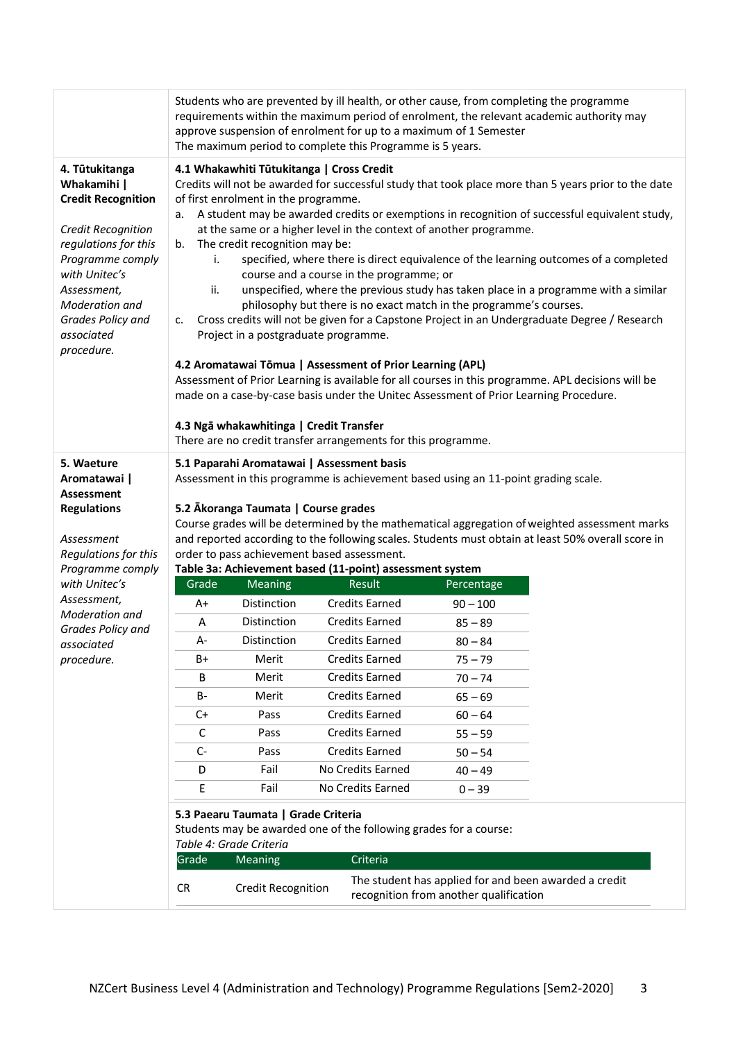Students who are prevented by ill health, or other cause, from completing the programme requirements within the maximum period of enrolment, the relevant academic authority may approve suspension of enrolment for up to a maximum of 1 Semester

The maximum period to complete this Programme is 5 years.

## 4. Tūtukitanga Whakamihi | Credit Recognition

*Credit Recognition regulations for this Programme comply with Unitec's Assessment, Moderation and Grades Policy and associated procedure.*

### 4.1 Whakawhiti Tūtukitanga | Cross Credit

Credits will not be awarded for successful study that took place more than 5 years prior to the date of first enrolment in the programme.

a. A student may be awarded credits or exemptions in recognition of successful equivalent study, at the same or a higher level in the context of another programme.

b. The credit recognition may be:
   i. specified, where there is direct equivalence of the learning outcomes of a completed course and a course in the programme; or
   ii. unspecified, where the previous study has taken place in a programme with a similar philosophy but there is no exact match in the programme's courses.

c. Cross credits will not be given for a Capstone Project in an Undergraduate Degree / Research Project in a postgraduate programme.

### 4.2 Aromatawai Tōmua | Assessment of Prior Learning (APL)

Assessment of Prior Learning is available for all courses in this programme. APL decisions will be made on a case-by-case basis under the Unitec Assessment of Prior Learning Procedure.

### 4.3 Ngā whakawhitinga | Credit Transfer

There are no credit transfer arrangements for this programme.

## 5. Waeture Aromatawai | Assessment Regulations

*Assessment Regulations for this Programme comply with Unitec's Assessment, Moderation and Grades Policy and associated procedure.*

### 5.1 Paparahi Aromatawai | Assessment basis

Assessment in this programme is achievement based using an 11-point grading scale.

### 5.2 Ākoranga Taumata | Course grades

Course grades will be determined by the mathematical aggregation of weighted assessment marks and reported according to the following scales. Students must obtain at least 50% overall score in order to pass achievement based assessment.

**Table 3a: Achievement based (11-point) assessment system**

| Grade | Meaning | Result | Percentage |
|---|---|---|---|
| A+ | Distinction | Credits Earned | 90 – 100 |
| A | Distinction | Credits Earned | 85 – 89 |
| A- | Distinction | Credits Earned | 80 – 84 |
| B+ | Merit | Credits Earned | 75 – 79 |
| B | Merit | Credits Earned | 70 – 74 |
| B- | Merit | Credits Earned | 65 – 69 |
| C+ | Pass | Credits Earned | 60 – 64 |
| C | Pass | Credits Earned | 55 – 59 |
| C- | Pass | Credits Earned | 50 – 54 |
| D | Fail | No Credits Earned | 40 – 49 |
| E | Fail | No Credits Earned | 0 – 39 |

### 5.3 Paearu Taumata | Grade Criteria

Students may be awarded one of the following grades for a course:

*Table 4: Grade Criteria*

| Grade | Meaning | Criteria |
|---|---|---|
| CR | Credit Recognition | The student has applied for and been awarded a credit recognition from another qualification |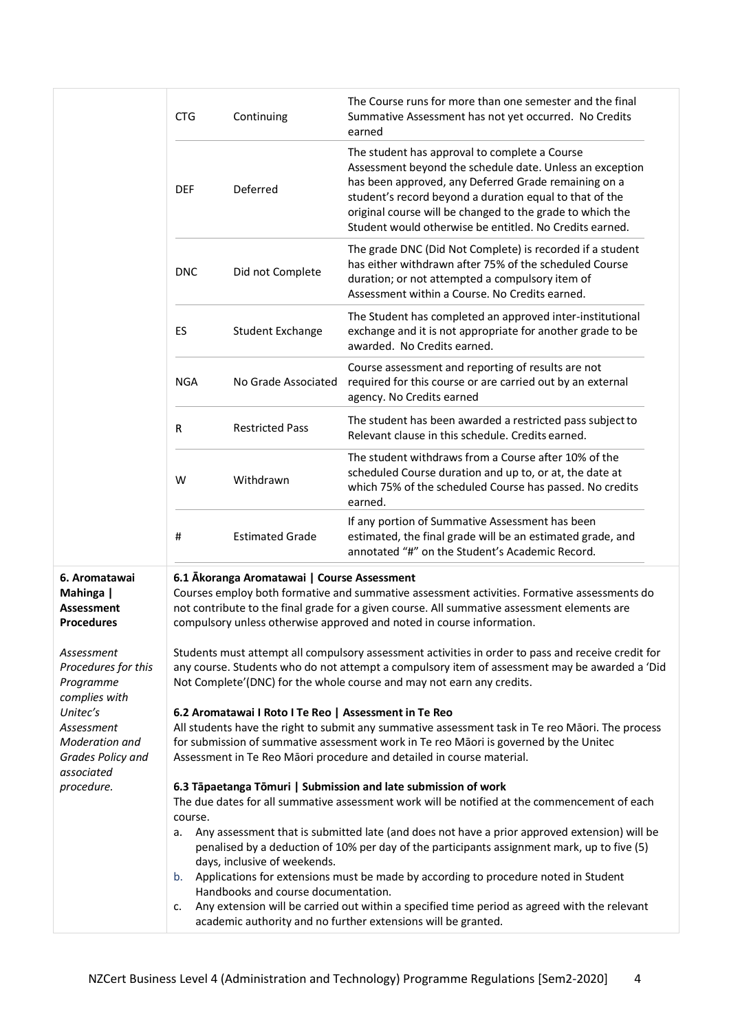| | | | |
|---|---|---|---|
| | CTG | Continuing | The Course runs for more than one semester and the final Summative Assessment has not yet occurred. No Credits earned |
| | DEF | Deferred | The student has approval to complete a Course Assessment beyond the schedule date. Unless an exception has been approved, any Deferred Grade remaining on a student's record beyond a duration equal to that of the original course will be changed to the grade to which the Student would otherwise be entitled. No Credits earned. |
| | DNC | Did not Complete | The grade DNC (Did Not Complete) is recorded if a student has either withdrawn after 75% of the scheduled Course duration; or not attempted a compulsory item of Assessment within a Course. No Credits earned. |
| | ES | Student Exchange | The Student has completed an approved inter-institutional exchange and it is not appropriate for another grade to be awarded. No Credits earned. |
| | NGA | No Grade Associated | Course assessment and reporting of results are not required for this course or are carried out by an external agency. No Credits earned |
| | R | Restricted Pass | The student has been awarded a restricted pass subject to Relevant clause in this schedule. Credits earned. |
| | W | Withdrawn | The student withdraws from a Course after 10% of the scheduled Course duration and up to, or at, the date at which 75% of the scheduled Course has passed. No credits earned. |
| | # | Estimated Grade | If any portion of Summative Assessment has been estimated, the final grade will be an estimated grade, and annotated "#" on the Student's Academic Record. |

**6. Aromatawai Mahinga | Assessment Procedures**

*Assessment Procedures for this Programme complies with Unitec's Assessment Moderation and Grades Policy and associated procedure.*

**6.1 Ākoranga Aromatawai | Course Assessment**

Courses employ both formative and summative assessment activities. Formative assessments do not contribute to the final grade for a given course. All summative assessment elements are compulsory unless otherwise approved and noted in course information.

Students must attempt all compulsory assessment activities in order to pass and receive credit for any course. Students who do not attempt a compulsory item of assessment may be awarded a 'Did Not Complete'(DNC) for the whole course and may not earn any credits.

**6.2 Aromatawai I Roto I Te Reo | Assessment in Te Reo**

All students have the right to submit any summative assessment task in Te reo Māori. The process for submission of summative assessment work in Te reo Māori is governed by the Unitec Assessment in Te Reo Māori procedure and detailed in course material.

**6.3 Tāpaetanga Tōmuri | Submission and late submission of work**

The due dates for all summative assessment work will be notified at the commencement of each course.

a. Any assessment that is submitted late (and does not have a prior approved extension) will be penalised by a deduction of 10% per day of the participants assignment mark, up to five (5) days, inclusive of weekends.
b. Applications for extensions must be made by according to procedure noted in Student Handbooks and course documentation.
c. Any extension will be carried out within a specified time period as agreed with the relevant academic authority and no further extensions will be granted.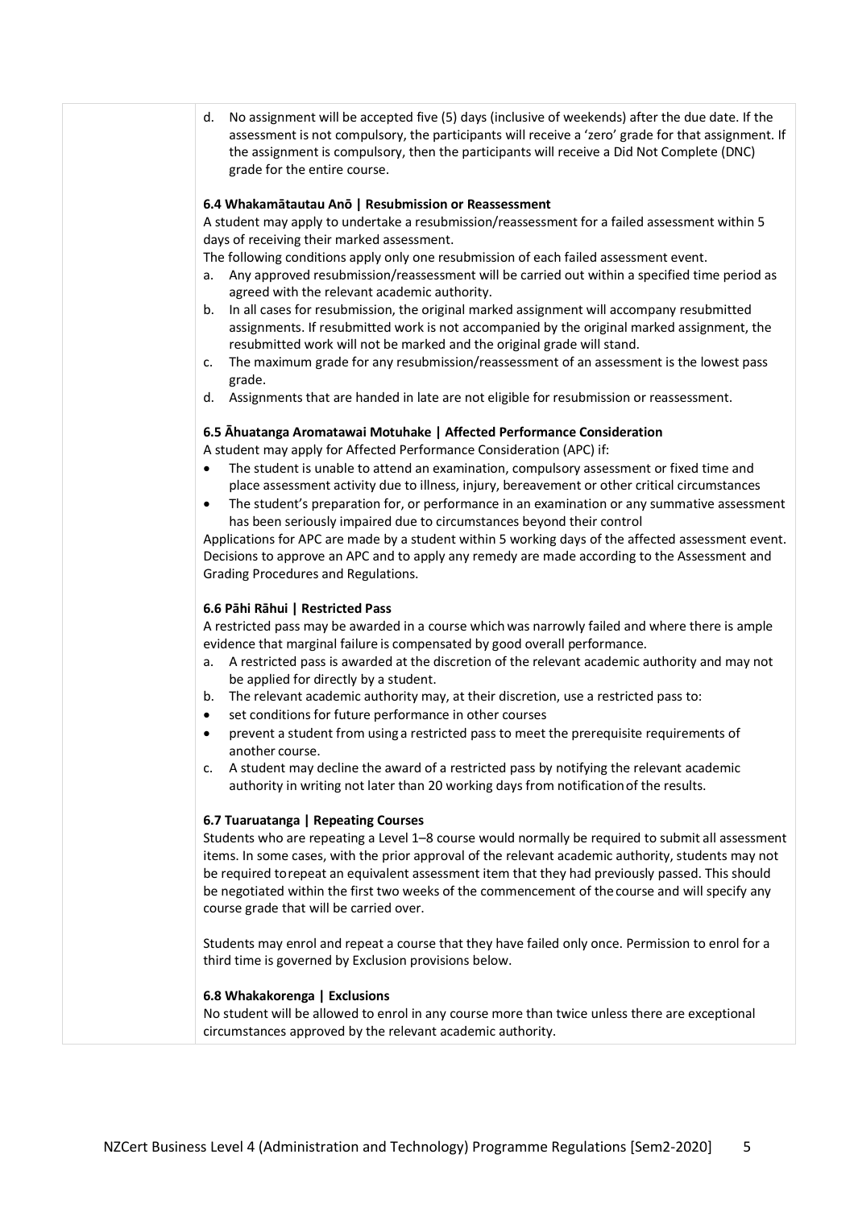d. No assignment will be accepted five (5) days (inclusive of weekends) after the due date. If the assessment is not compulsory, the participants will receive a 'zero' grade for that assignment. If the assignment is compulsory, then the participants will receive a Did Not Complete (DNC) grade for the entire course.

**6.4 Whakamātautau Anō | Resubmission or Reassessment**

A student may apply to undertake a resubmission/reassessment for a failed assessment within 5 days of receiving their marked assessment.

The following conditions apply only one resubmission of each failed assessment event.

a. Any approved resubmission/reassessment will be carried out within a specified time period as agreed with the relevant academic authority.
b. In all cases for resubmission, the original marked assignment will accompany resubmitted assignments. If resubmitted work is not accompanied by the original marked assignment, the resubmitted work will not be marked and the original grade will stand.
c. The maximum grade for any resubmission/reassessment of an assessment is the lowest pass grade.
d. Assignments that are handed in late are not eligible for resubmission or reassessment.

**6.5 Āhuatanga Aromatawai Motuhake | Affected Performance Consideration**

A student may apply for Affected Performance Consideration (APC) if:

- The student is unable to attend an examination, compulsory assessment or fixed time and place assessment activity due to illness, injury, bereavement or other critical circumstances
- The student's preparation for, or performance in an examination or any summative assessment has been seriously impaired due to circumstances beyond their control

Applications for APC are made by a student within 5 working days of the affected assessment event. Decisions to approve an APC and to apply any remedy are made according to the Assessment and Grading Procedures and Regulations.

**6.6 Pāhi Rāhui | Restricted Pass**

A restricted pass may be awarded in a course which was narrowly failed and where there is ample evidence that marginal failure is compensated by good overall performance.

a. A restricted pass is awarded at the discretion of the relevant academic authority and may not be applied for directly by a student.
b. The relevant academic authority may, at their discretion, use a restricted pass to:
   - set conditions for future performance in other courses
   - prevent a student from using a restricted pass to meet the prerequisite requirements of another course.
c. A student may decline the award of a restricted pass by notifying the relevant academic authority in writing not later than 20 working days from notification of the results.

**6.7 Tuaruatanga | Repeating Courses**

Students who are repeating a Level 1–8 course would normally be required to submit all assessment items. In some cases, with the prior approval of the relevant academic authority, students may not be required to repeat an equivalent assessment item that they had previously passed. This should be negotiated within the first two weeks of the commencement of the course and will specify any course grade that will be carried over.

Students may enrol and repeat a course that they have failed only once. Permission to enrol for a third time is governed by Exclusion provisions below.

**6.8 Whakakorenga | Exclusions**

No student will be allowed to enrol in any course more than twice unless there are exceptional circumstances approved by the relevant academic authority.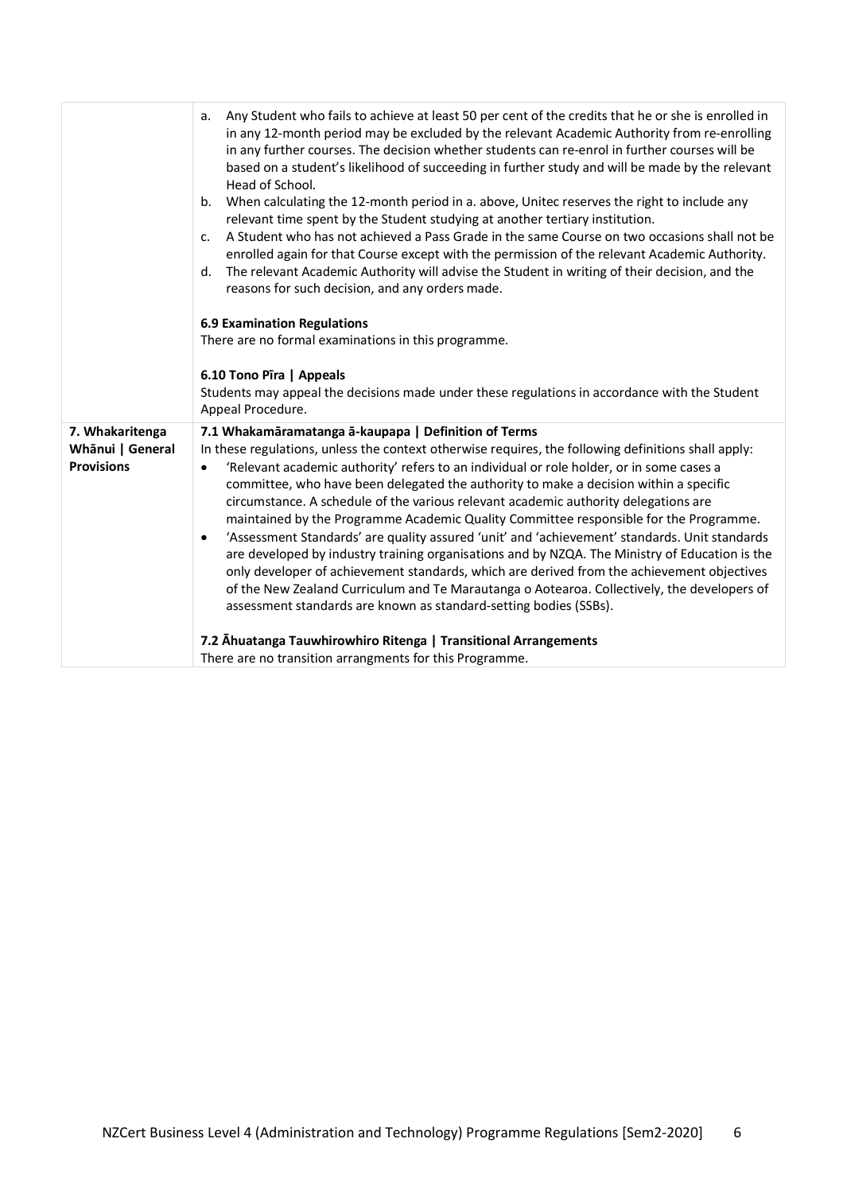| | |
|---|---|
| | a. Any Student who fails to achieve at least 50 per cent of the credits that he or she is enrolled in in any 12-month period may be excluded by the relevant Academic Authority from re-enrolling in any further courses. The decision whether students can re-enrol in further courses will be based on a student's likelihood of succeeding in further study and will be made by the relevant Head of School.<br>b. When calculating the 12-month period in a. above, Unitec reserves the right to include any relevant time spent by the Student studying at another tertiary institution.<br>c. A Student who has not achieved a Pass Grade in the same Course on two occasions shall not be enrolled again for that Course except with the permission of the relevant Academic Authority.<br>d. The relevant Academic Authority will advise the Student in writing of their decision, and the reasons for such decision, and any orders made.<br><br>**6.9 Examination Regulations**<br>There are no formal examinations in this programme.<br><br>**6.10 Tono Pīra \| Appeals**<br>Students may appeal the decisions made under these regulations in accordance with the Student Appeal Procedure. |
| **7. Whakaritenga Whānui \| General Provisions** | **7.1 Whakamāramatanga ā-kaupapa \| Definition of Terms**<br>In these regulations, unless the context otherwise requires, the following definitions shall apply:<br>• 'Relevant academic authority' refers to an individual or role holder, or in some cases a committee, who have been delegated the authority to make a decision within a specific circumstance. A schedule of the various relevant academic authority delegations are maintained by the Programme Academic Quality Committee responsible for the Programme.<br>• 'Assessment Standards' are quality assured 'unit' and 'achievement' standards. Unit standards are developed by industry training organisations and by NZQA. The Ministry of Education is the only developer of achievement standards, which are derived from the achievement objectives of the New Zealand Curriculum and Te Marautanga o Aotearoa. Collectively, the developers of assessment standards are known as standard-setting bodies (SSBs).<br><br>**7.2 Āhuatanga Tauwhirowhiro Ritenga \| Transitional Arrangements**<br>There are no transition arrangments for this Programme. |